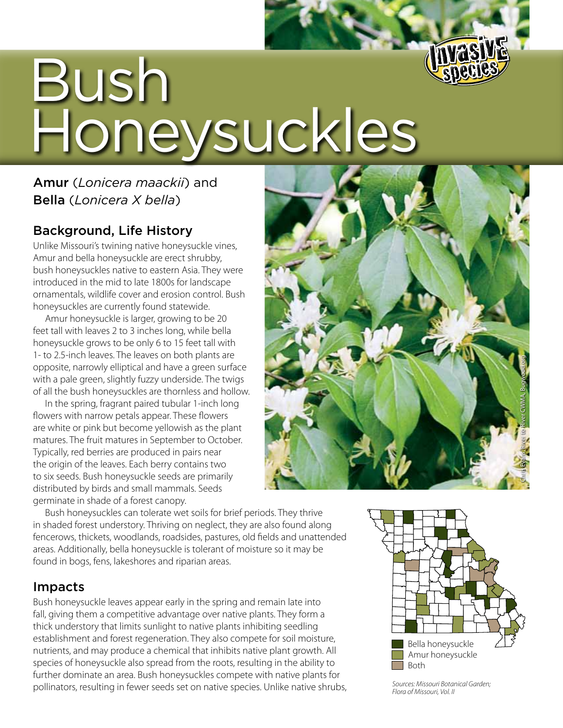# Bush Honeysuckles

Invasive species

## Amur (*Lonicera maackii*) and Bella (*Lonicera X bella*)

### Background, Life History

Unlike Missouri's twining native honeysuckle vines, Amur and bella honeysuckle are erect shrubby, bush honeysuckles native to eastern Asia. They were introduced in the mid to late 1800s for landscape ornamentals, wildlife cover and erosion control. Bush honeysuckles are currently found statewide.

Amur honeysuckle is larger, growing to be 20 feet tall with leaves 2 to 3 inches long, while bella honeysuckle grows to be only 6 to 15 feet tall with 1- to 2.5-inch leaves. The leaves on both plants are opposite, narrowly elliptical and have a green surface with a pale green, slightly fuzzy underside. The twigs of all the bush honeysuckles are thornless and hollow.

In the spring, fragrant paired tubular 1-inch long flowers with narrow petals appear. These flowers are white or pink but become yellowish as the plant matures. The fruit matures in September to October. Typically, red berries are produced in pairs near the origin of the leaves. Each berry contains two to six seeds. Bush honeysuckle seeds are primarily distributed by birds and small mammals. Seeds germinate in shade of a forest canopy.

Bush honeysuckles can tolerate wet soils for brief periods. They thrive in shaded forest understory. Thriving on neglect, they are also found along fencerows, thickets, woodlands, roadsides, pastures, old fields and unattended areas. Additionally, bella honeysuckle is tolerant of moisture so it may be found in bogs, fens, lakeshores and riparian areas.

Chris Evans, River to River CWMA, Bugwood.org

Bella honeysuckle
Amur honeysuckle
Both

*Sources: Missouri Botanical Garden; Flora of Missouri, Vol. II*

### Impacts

Bush honeysuckle leaves appear early in the spring and remain late into fall, giving them a competitive advantage over native plants. They form a thick understory that limits sunlight to native plants inhibiting seedling establishment and forest regeneration. They also compete for soil moisture, nutrients, and may produce a chemical that inhibits native plant growth. All species of honeysuckle also spread from the roots, resulting in the ability to further dominate an area. Bush honeysuckles compete with native plants for pollinators, resulting in fewer seeds set on native species. Unlike native shrubs,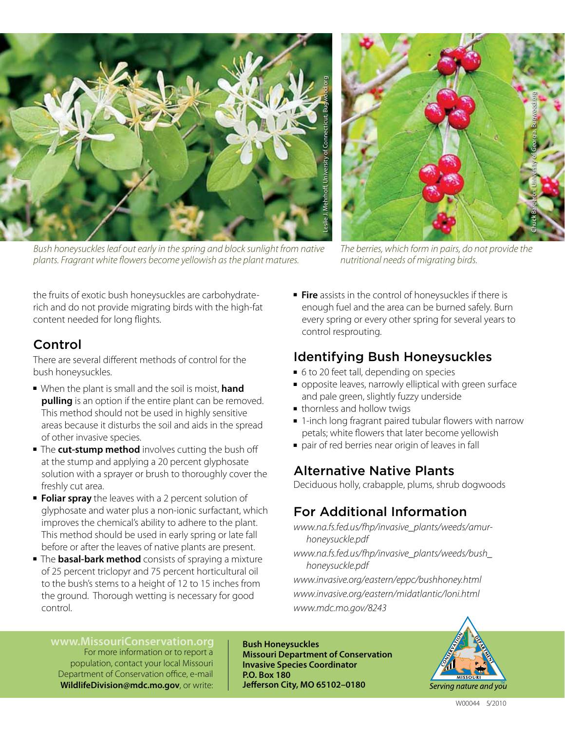*Bush honeysuckles leaf out early in the spring and block sunlight from native plants. Fragrant white flowers become yellowish as the plant matures.*

*The berries, which form in pairs, do not provide the nutritional needs of migrating birds.*

the fruits of exotic bush honeysuckles are carbohydrate-rich and do not provide migrating birds with the high-fat content needed for long flights.

## Control

There are several different methods of control for the bush honeysuckles.

- When the plant is small and the soil is moist, **hand pulling** is an option if the entire plant can be removed. This method should not be used in highly sensitive areas because it disturbs the soil and aids in the spread of other invasive species.
- The **cut-stump method** involves cutting the bush off at the stump and applying a 20 percent glyphosate solution with a sprayer or brush to thoroughly cover the freshly cut area.
- **Foliar spray** the leaves with a 2 percent solution of glyphosate and water plus a non-ionic surfactant, which improves the chemical's ability to adhere to the plant. This method should be used in early spring or late fall before or after the leaves of native plants are present.
- The **basal-bark method** consists of spraying a mixture of 25 percent triclopyr and 75 percent horticultural oil to the bush's stems to a height of 12 to 15 inches from the ground. Thorough wetting is necessary for good control.
- **Fire** assists in the control of honeysuckles if there is enough fuel and the area can be burned safely. Burn every spring or every other spring for several years to control resprouting.

## Identifying Bush Honeysuckles

- 6 to 20 feet tall, depending on species
- opposite leaves, narrowly elliptical with green surface and pale green, slightly fuzzy underside
- thornless and hollow twigs
- 1-inch long fragrant paired tubular flowers with narrow petals; white flowers that later become yellowish
- pair of red berries near origin of leaves in fall

## Alternative Native Plants

Deciduous holly, crabapple, plums, shrub dogwoods

## For Additional Information

*www.na.fs.fed.us/fhp/invasive_plants/weeds/amur-honeysuckle.pdf*

*www.na.fs.fed.us/fhp/invasive_plants/weeds/bush_honeysuckle.pdf*

*www.invasive.org/eastern/eppc/bushhoney.html*

*www.invasive.org/eastern/midatlantic/loni.html*

*www.mdc.mo.gov/8243*

**www.MissouriConservation.org**

For more information or to report a population, contact your local Missouri Department of Conservation office, e-mail **WildlifeDivision@mdc.mo.gov**, or write:

**Bush Honeysuckles**
**Missouri Department of Conservation**
**Invasive Species Coordinator**
**P.O. Box 180**
**Jefferson City, MO 65102–0180**

*Serving nature and you*

W00044 5/2010